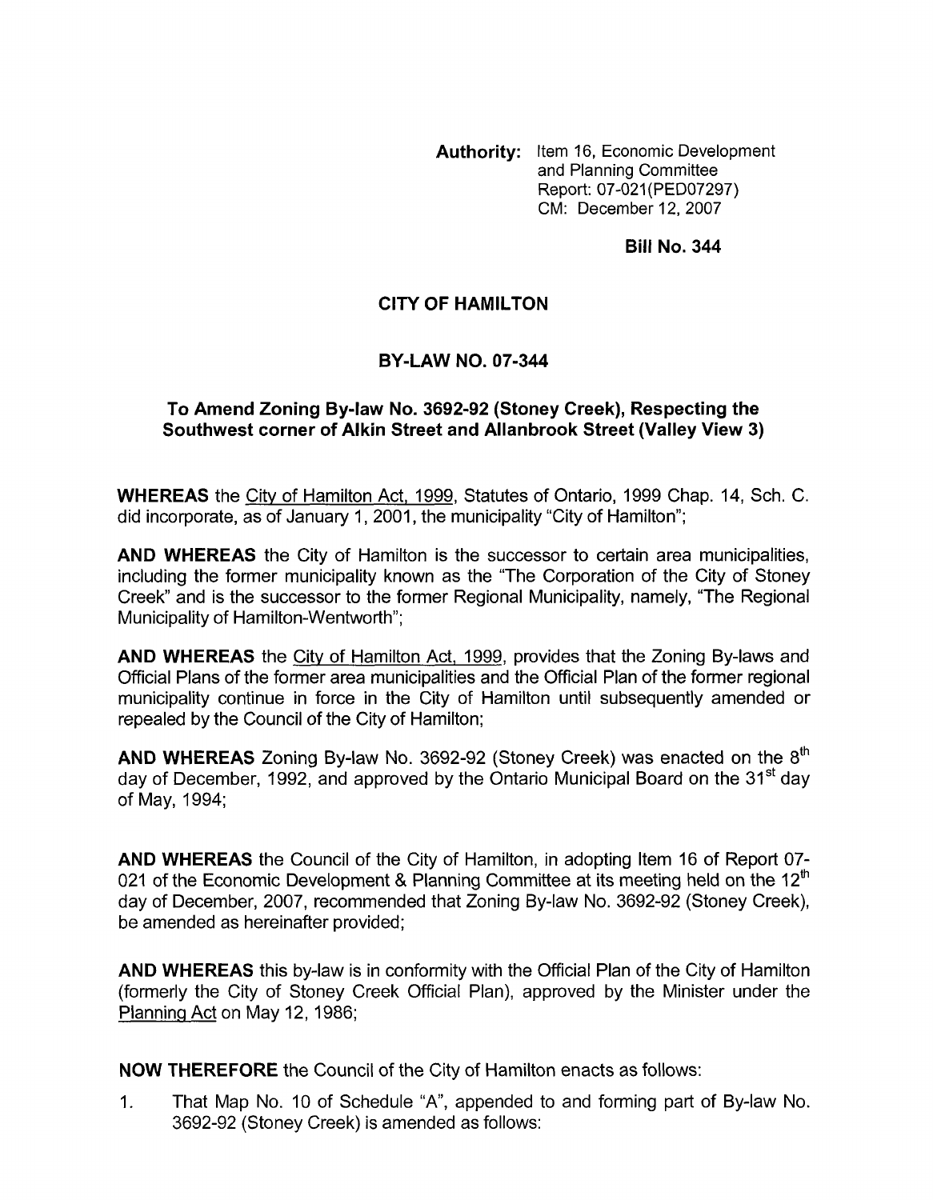**Authority:** Item 16, Economic Development and Planning Committee
Report: 07-021(PED07297)
CM: December 12, 2007

**Bill No. 344**

# CITY OF HAMILTON

## BY-LAW NO. 07-344

### To Amend Zoning By-law No. 3692-92 (Stoney Creek), Respecting the Southwest corner of Alkin Street and Allanbrook Street (Valley View 3)

**WHEREAS** the City of Hamilton Act, 1999, Statutes of Ontario, 1999 Chap. 14, Sch. C. did incorporate, as of January 1, 2001, the municipality "City of Hamilton";

**AND WHEREAS** the City of Hamilton is the successor to certain area municipalities, including the former municipality known as the "The Corporation of the City of Stoney Creek" and is the successor to the former Regional Municipality, namely, "The Regional Municipality of Hamilton-Wentworth";

**AND WHEREAS** the City of Hamilton Act, 1999, provides that the Zoning By-laws and Official Plans of the former area municipalities and the Official Plan of the former regional municipality continue in force in the City of Hamilton until subsequently amended or repealed by the Council of the City of Hamilton;

**AND WHEREAS** Zoning By-law No. 3692-92 (Stoney Creek) was enacted on the 8th day of December, 1992, and approved by the Ontario Municipal Board on the 31st day of May, 1994;

**AND WHEREAS** the Council of the City of Hamilton, in adopting Item 16 of Report 07-021 of the Economic Development & Planning Committee at its meeting held on the 12th day of December, 2007, recommended that Zoning By-law No. 3692-92 (Stoney Creek), be amended as hereinafter provided;

**AND WHEREAS** this by-law is in conformity with the Official Plan of the City of Hamilton (formerly the City of Stoney Creek Official Plan), approved by the Minister under the Planning Act on May 12, 1986;

**NOW THEREFORE** the Council of the City of Hamilton enacts as follows:

1. That Map No. 10 of Schedule "A", appended to and forming part of By-law No. 3692-92 (Stoney Creek) is amended as follows: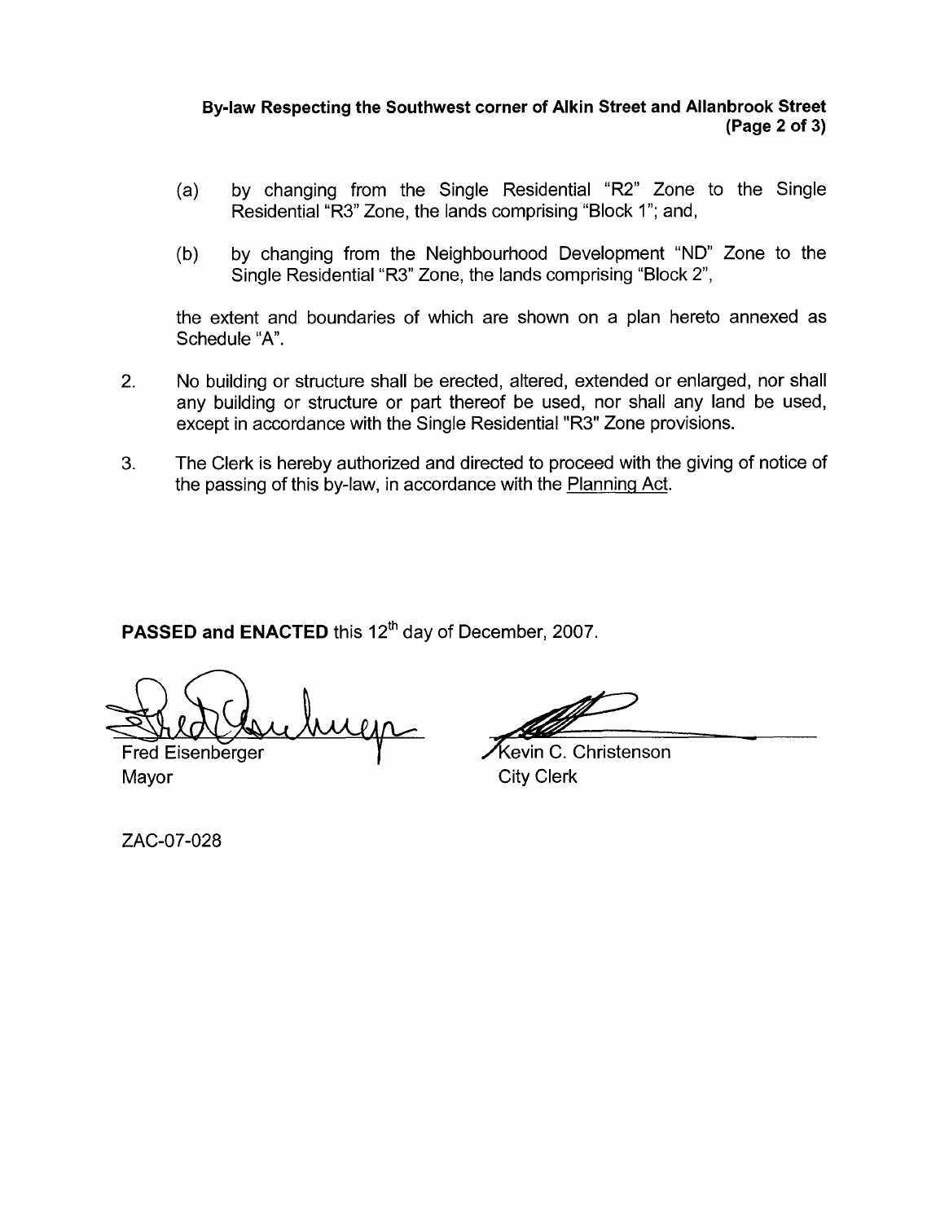(a) by changing from the Single Residential "R2" Zone to the Single Residential "R3" Zone, the lands comprising "Block 1"; and,

(b) by changing from the Neighbourhood Development "ND" Zone to the Single Residential "R3" Zone, the lands comprising "Block 2",

the extent and boundaries of which are shown on a plan hereto annexed as Schedule "A".

2. No building or structure shall be erected, altered, extended or enlarged, nor shall any building or structure or part thereof be used, nor shall any land be used, except in accordance with the Single Residential "R3" Zone provisions.

3. The Clerk is hereby authorized and directed to proceed with the giving of notice of the passing of this by-law, in accordance with the Planning Act.

**PASSED and ENACTED** this 12th day of December, 2007.

Fred Eisenberger
Mayor

Kevin C. Christenson
City Clerk

ZAC-07-028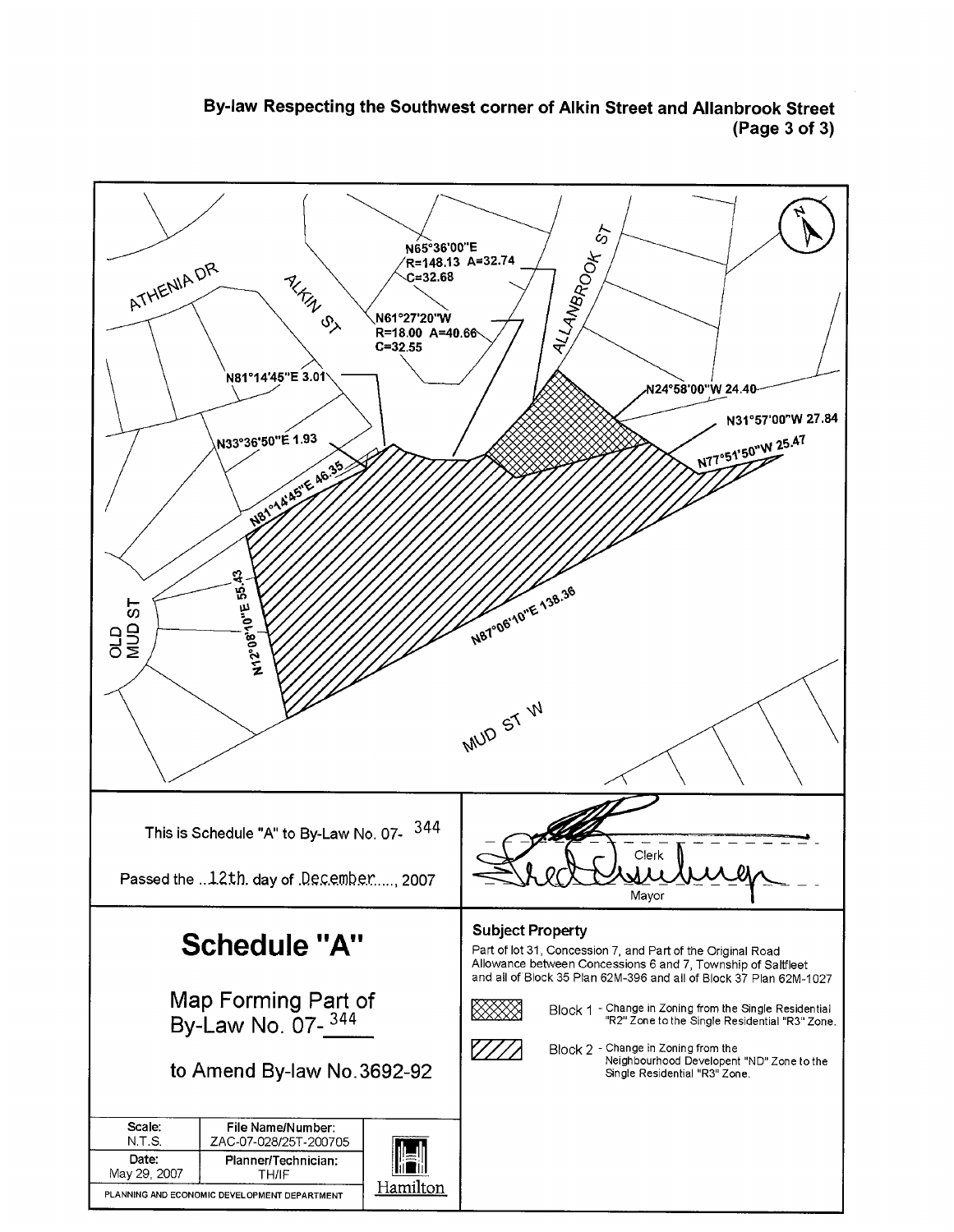**By-law Respecting the Southwest corner of Alkin Street and Allanbrook Street (Page 3 of 3)**

ATHENIA DR

ALKIN ST

ALLANBROOK ST

OLD MUD ST

MUD ST W

N65°36'00"E
R=148.13 A=32.74
C=32.68

N61°27'20"W
R=18.00 A=40.66
C=32.55

N81°14'45"E 3.01

N33°36'50"E 1.93

N81°14'45"E 46.35

N24°58'00"W 24.40

N31°57'00"W 27.84

N77°51'50"W 25.47

N12°08'10"E 55.43

N87°06'10"E 138.36

This is Schedule "A" to By-Law No. 07- 344

Passed the ..12th. day of .December....., 2007

Clerk

Mayor

# Schedule "A"

## Map Forming Part of By-Law No. 07-344

## to Amend By-law No.3692-92

**Subject Property**

Part of lot 31, Concession 7, and Part of the Original Road Allowance between Concessions 6 and 7, Township of Saltfleet and all of Block 35 Plan 62M-396 and all of Block 37 Plan 62M-1027

Block 1 - Change in Zoning from the Single Residential "R2" Zone to the Single Residential "R3" Zone.

Block 2 - Change in Zoning from the Neighbourhood Developent "ND" Zone to the Single Residential "R3" Zone.

| Scale: | File Name/Number: |
|---|---|
| N.T.S. | ZAC-07-028/25T-200705 |
| Date: | Planner/Technician: |
| May 29, 2007 | TH/IF |

PLANNING AND ECONOMIC DEVELOPMENT DEPARTMENT

Hamilton